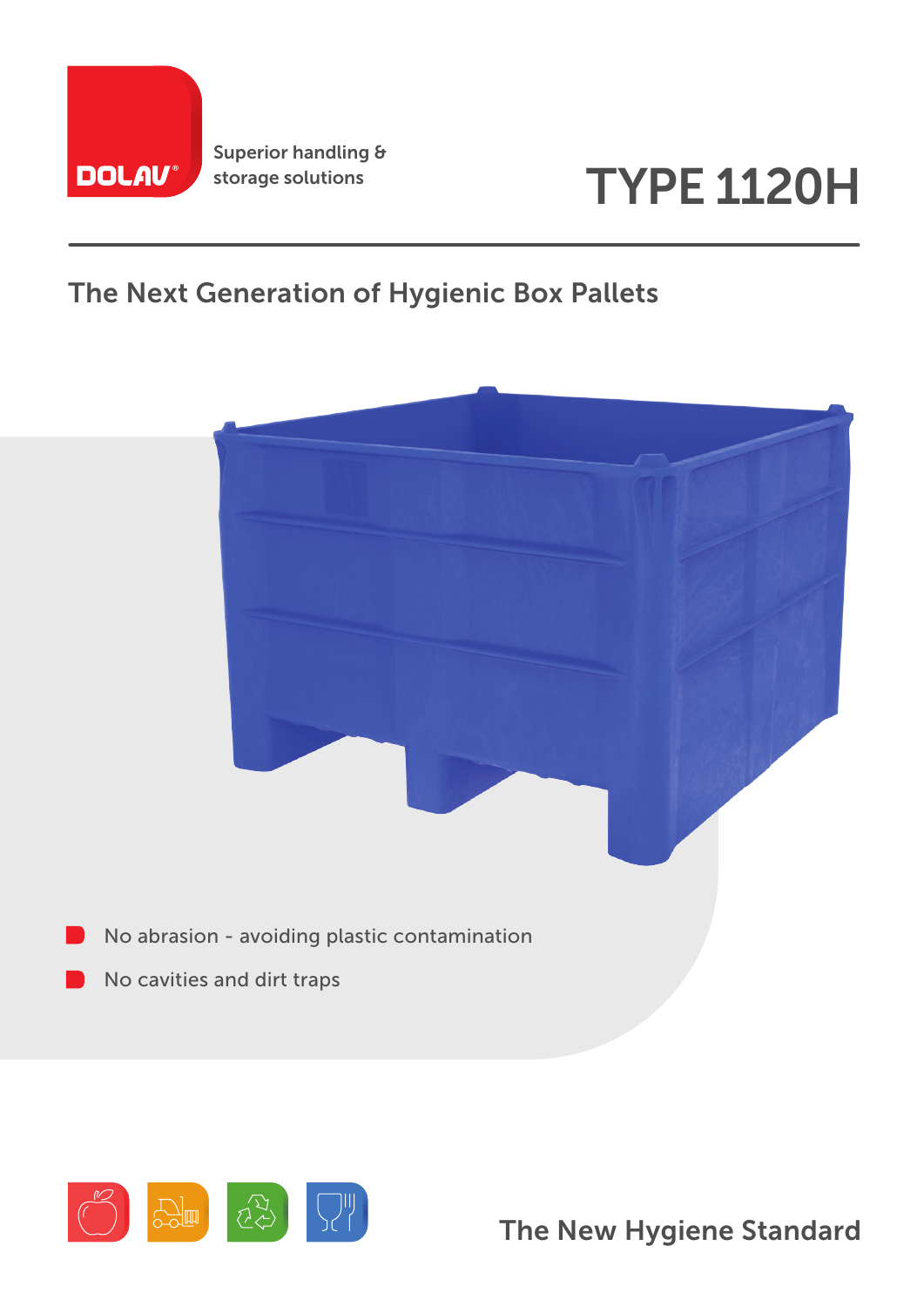DOLAV®

Superior handling & storage solutions

# TYPE 1120H

## The Next Generation of Hygienic Box Pallets

- No abrasion - avoiding plastic contamination
- No cavities and dirt traps

The New Hygiene Standard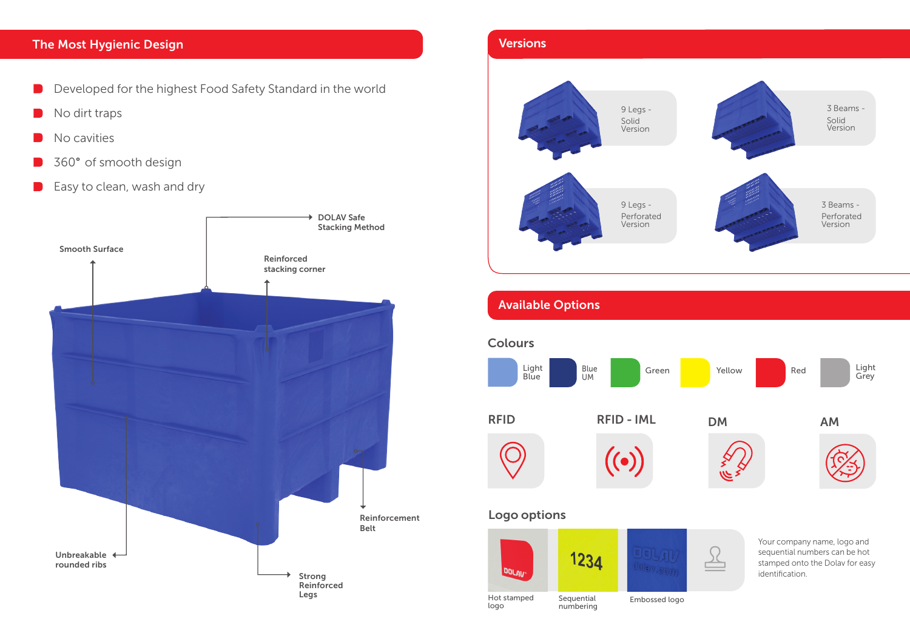## The Most Hygienic Design

- Developed for the highest Food Safety Standard in the world
- No dirt traps
- No cavities
- 360° of smooth design
- Easy to clean, wash and dry

DOLAV Safe Stacking Method

Smooth Surface

Reinforced stacking corner

Reinforcement Belt

Unbreakable rounded ribs

Strong Reinforced Legs

## Versions

9 Legs - Solid Version

3 Beams - Solid Version

9 Legs - Perforated Version

3 Beams - Perforated Version

## Available Options

### Colours

Light Blue | Blue UM | Green | Yellow | Red | Light Grey

### RFID

### RFID - IML

### DM

### AM

### Logo options

Hot stamped logo

1234

Sequential numbering

Embossed logo

Your company name, logo and sequential numbers can be hot stamped onto the Dolav for easy identification.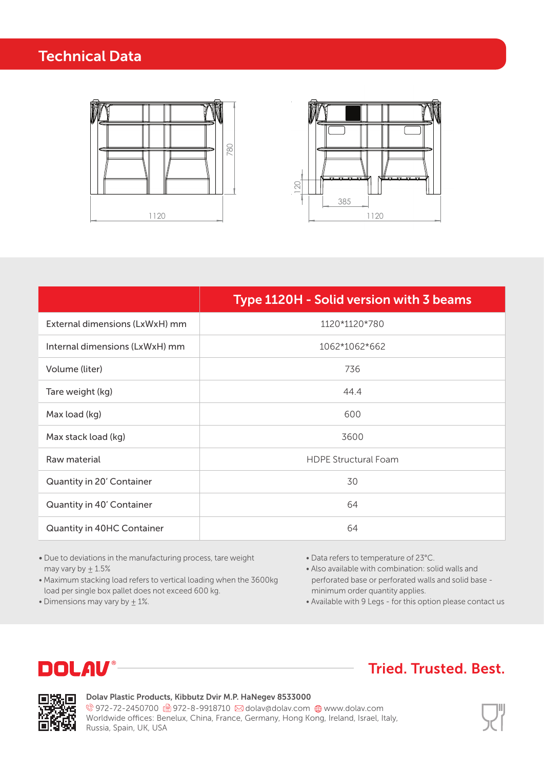## Technical Data

780

1120

120

385

1120

| | Type 1120H - Solid version with 3 beams |
|---|---|
| External dimensions (LxWxH) mm | 1120*1120*780 |
| Internal dimensions (LxWxH) mm | 1062*1062*662 |
| Volume (liter) | 736 |
| Tare weight (kg) | 44.4 |
| Max load (kg) | 600 |
| Max stack load (kg) | 3600 |
| Raw material | HDPE Structural Foam |
| Quantity in 20' Container | 30 |
| Quantity in 40' Container | 64 |
| Quantity in 40HC Container | 64 |

- Due to deviations in the manufacturing process, tare weight may vary by ± 1.5%
- Maximum stacking load refers to vertical loading when the 3600kg load per single box pallet does not exceed 600 kg.
- Dimensions may vary by ± 1%.
- Data refers to temperature of 23°C.
- Also available with combination: solid walls and perforated base or perforated walls and solid base - minimum order quantity applies.
- Available with 9 Legs - for this option please contact us

DOLAV®

Tried. Trusted. Best.

**Dolav Plastic Products, Kibbutz Dvir M.P. HaNegev 8533000**
972-72-2450700 972-8-9918710 dolav@dolav.com www.dolav.com
Worldwide offices: Benelux, China, France, Germany, Hong Kong, Ireland, Israel, Italy, Russia, Spain, UK, USA